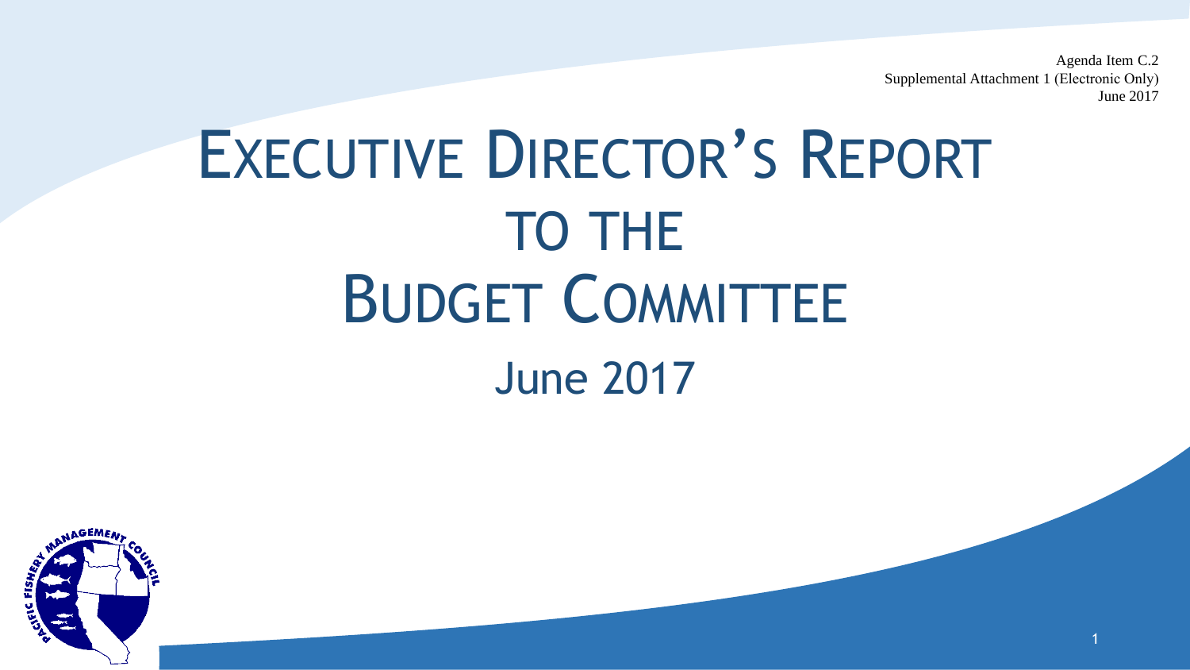Agenda Item C.2
Supplemental Attachment 1 (Electronic Only)
June 2017

# Executive Director's Report to the Budget Committee

## June 2017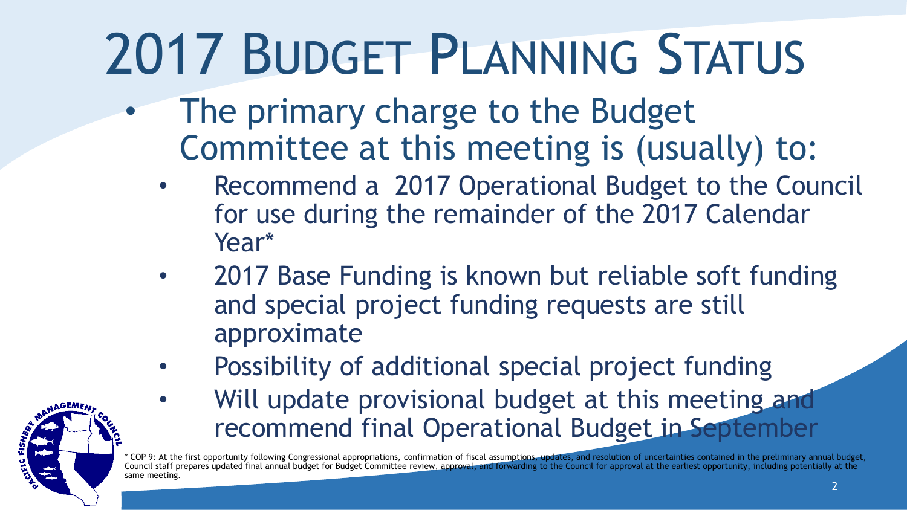# 2017 Budget Planning Status

- The primary charge to the Budget Committee at this meeting is (usually) to:
  - Recommend a 2017 Operational Budget to the Council for use during the remainder of the 2017 Calendar Year*
  - 2017 Base Funding is known but reliable soft funding and special project funding requests are still approximate
  - Possibility of additional special project funding
  - Will update provisional budget at this meeting and recommend final Operational Budget in September

* COP 9: At the first opportunity following Congressional appropriations, confirmation of fiscal assumptions, updates, and resolution of uncertainties contained in the preliminary annual budget, Council staff prepares updated final annual budget for Budget Committee review, approval, and forwarding to the Council for approval at the earliest opportunity, including potentially at the same meeting.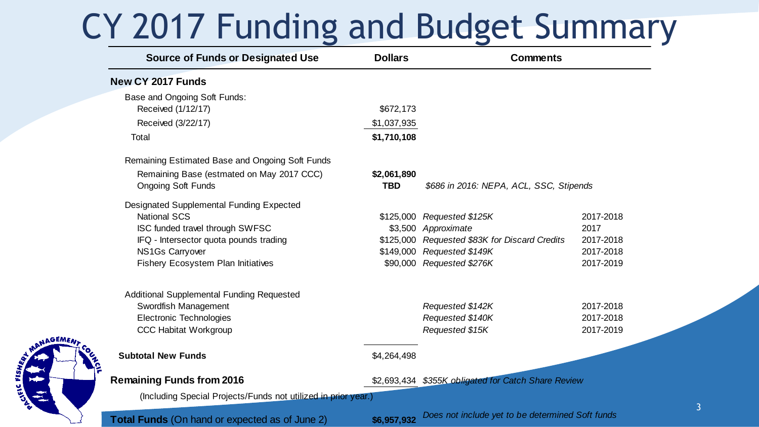# CY 2017 Funding and Budget Summary

| Source of Funds or Designated Use | Dollars | Comments | |
|---|---|---|---|
| **New CY 2017 Funds** | | | |
| Base and Ongoing Soft Funds: | | | |
| Received (1/12/17) | $672,173 | | |
| Received (3/22/17) | $1,037,935 | | |
| Total | **$1,710,108** | | |
| Remaining Estimated Base and Ongoing Soft Funds | | | |
| Remaining Base (estmated on May 2017 CCC) | **$2,061,890** | | |
| Ongoing Soft Funds | **TBD** | *$686 in 2016: NEPA, ACL, SSC, Stipends* | |
| Designated Supplemental Funding Expected | | | |
| National SCS | $125,000 | *Requested $125K* | 2017-2018 |
| ISC funded travel through SWFSC | $3,500 | *Approximate* | 2017 |
| IFQ - Intersector quota pounds trading | $125,000 | *Requested $83K for Discard Credits* | 2017-2018 |
| NS1Gs Carryover | $149,000 | *Requested $149K* | 2017-2018 |
| Fishery Ecosystem Plan Initiatives | $90,000 | *Requested $276K* | 2017-2019 |
| Additional Supplemental Funding Requested | | | |
| Swordfish Management | | *Requested $142K* | 2017-2018 |
| Electronic Technologies | | *Requested $140K* | 2017-2018 |
| CCC Habitat Workgroup | | *Requested $15K* | 2017-2019 |
| **Subtotal New Funds** | $4,264,498 | | |
| **Remaining Funds from 2016** (Including Special Projects/Funds not utilized in prior year.) | $2,693,434 | *$355K obligated for Catch Share Review* | |
| **Total Funds** (On hand or expected as of June 2) | **$6,957,932** | *Does not include yet to be determined Soft funds* | |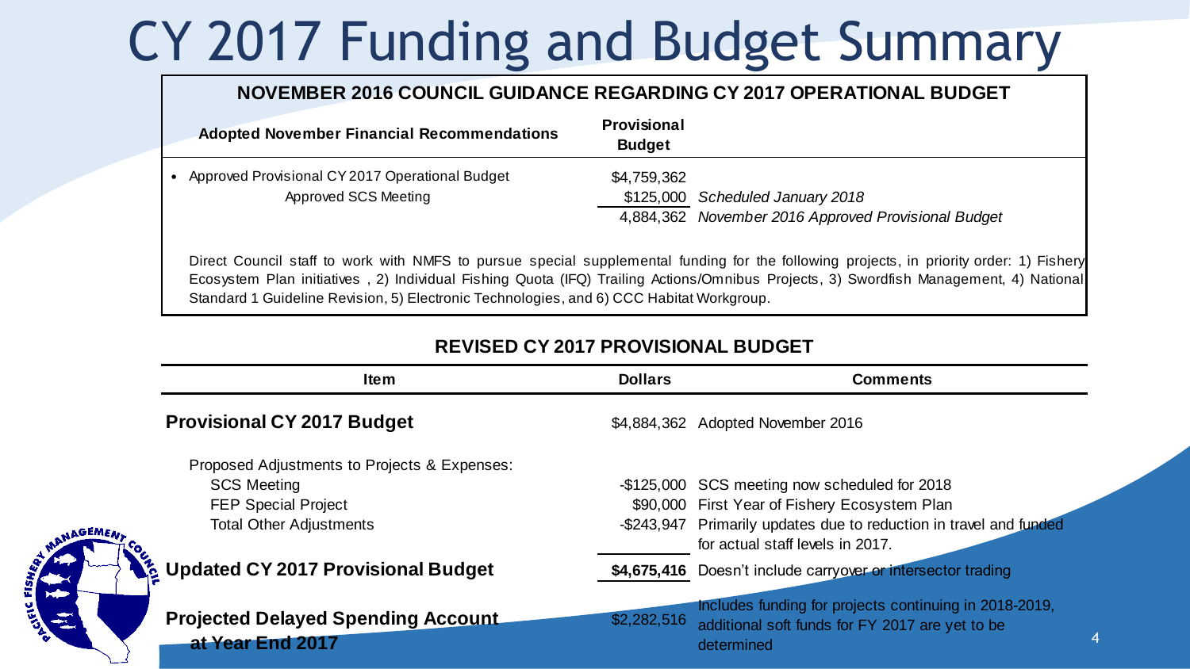# CY 2017 Funding and Budget Summary

## NOVEMBER 2016 COUNCIL GUIDANCE REGARDING CY 2017 OPERATIONAL BUDGET

| Adopted November Financial Recommendations | Provisional Budget | |
|---|---|---|
| • Approved Provisional CY 2017 Operational Budget | $4,759,362 | |
| Approved SCS Meeting | $125,000 | *Scheduled January 2018* |
| | 4,884,362 | *November 2016 Approved Provisional Budget* |

Direct Council staff to work with NMFS to pursue special supplemental funding for the following projects, in priority order: 1) Fishery Ecosystem Plan initiatives , 2) Individual Fishing Quota (IFQ) Trailing Actions/Omnibus Projects, 3) Swordfish Management, 4) National Standard 1 Guideline Revision, 5) Electronic Technologies, and 6) CCC Habitat Workgroup.

## REVISED CY 2017 PROVISIONAL BUDGET

| Item | Dollars | Comments |
|---|---|---|
| **Provisional CY 2017 Budget** | $4,884,362 | Adopted November 2016 |
| Proposed Adjustments to Projects & Expenses: | | |
| SCS Meeting | -$125,000 | SCS meeting now scheduled for 2018 |
| FEP Special Project | $90,000 | First Year of Fishery Ecosystem Plan |
| Total Other Adjustments | -$243,947 | Primarily updates due to reduction in travel and funded for actual staff levels in 2017. |
| **Updated CY 2017 Provisional Budget** | **$4,675,416** | Doesn't include carryover or intersector trading |
| **Projected Delayed Spending Account at Year End 2017** | $2,282,516 | Includes funding for projects continuing in 2018-2019, additional soft funds for FY 2017 are yet to be determined |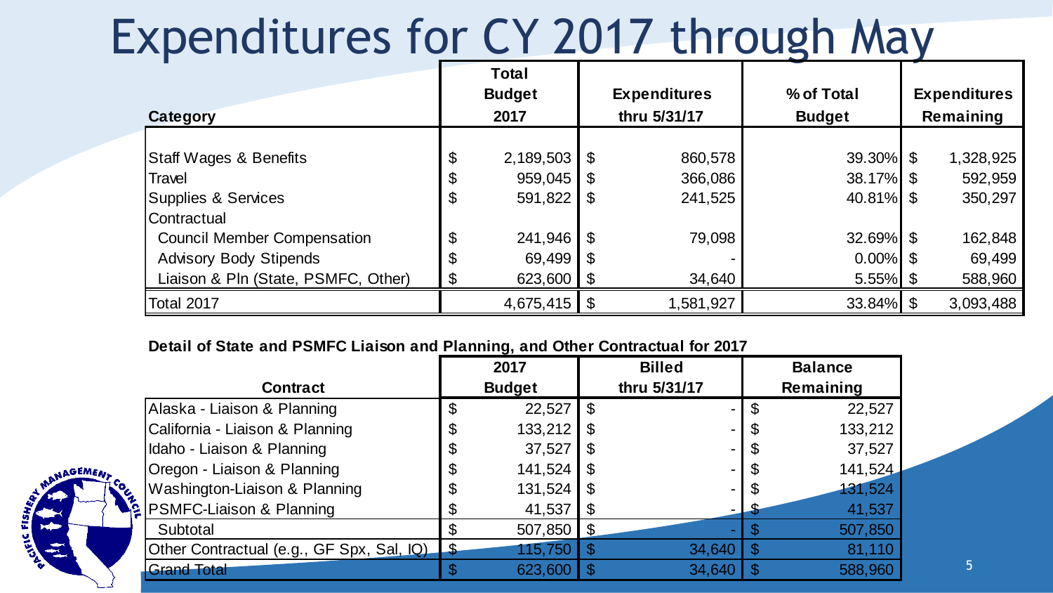# Expenditures for CY 2017 through May

| Category | Total Budget 2017 | Expenditures thru 5/31/17 | % of Total Budget | Expenditures Remaining |
|---|---|---|---|---|
| Staff Wages & Benefits | $ 2,189,503 | $ 860,578 | 39.30% | $ 1,328,925 |
| Travel | $ 959,045 | $ 366,086 | 38.17% | $ 592,959 |
| Supplies & Services | $ 591,822 | $ 241,525 | 40.81% | $ 350,297 |
| Contractual | | | | |
| Council Member Compensation | $ 241,946 | $ 79,098 | 32.69% | $ 162,848 |
| Advisory Body Stipends | $ 69,499 | $ - | 0.00% | $ 69,499 |
| Liaison & Pln (State, PSMFC, Other) | $ 623,600 | $ 34,640 | 5.55% | $ 588,960 |
| Total 2017 | 4,675,415 | $ 1,581,927 | 33.84% | $ 3,093,488 |

**Detail of State and PSMFC Liaison and Planning, and Other Contractual for 2017**

| Contract | 2017 Budget | Billed thru 5/31/17 | Balance Remaining |
|---|---|---|---|
| Alaska - Liaison & Planning | $ 22,527 | $ - | $ 22,527 |
| California - Liaison & Planning | $ 133,212 | $ - | $ 133,212 |
| Idaho - Liaison & Planning | $ 37,527 | $ - | $ 37,527 |
| Oregon - Liaison & Planning | $ 141,524 | $ - | $ 141,524 |
| Washington-Liaison & Planning | $ 131,524 | $ - | $ 131,524 |
| PSMFC-Liaison & Planning | $ 41,537 | $ - | $ 41,537 |
| Subtotal | $ 507,850 | $ - | $ 507,850 |
| Other Contractual (e.g., GF Spx, Sal, IQ) | $ 115,750 | $ 34,640 | $ 81,110 |
| Grand Total | $ 623,600 | $ 34,640 | $ 588,960 |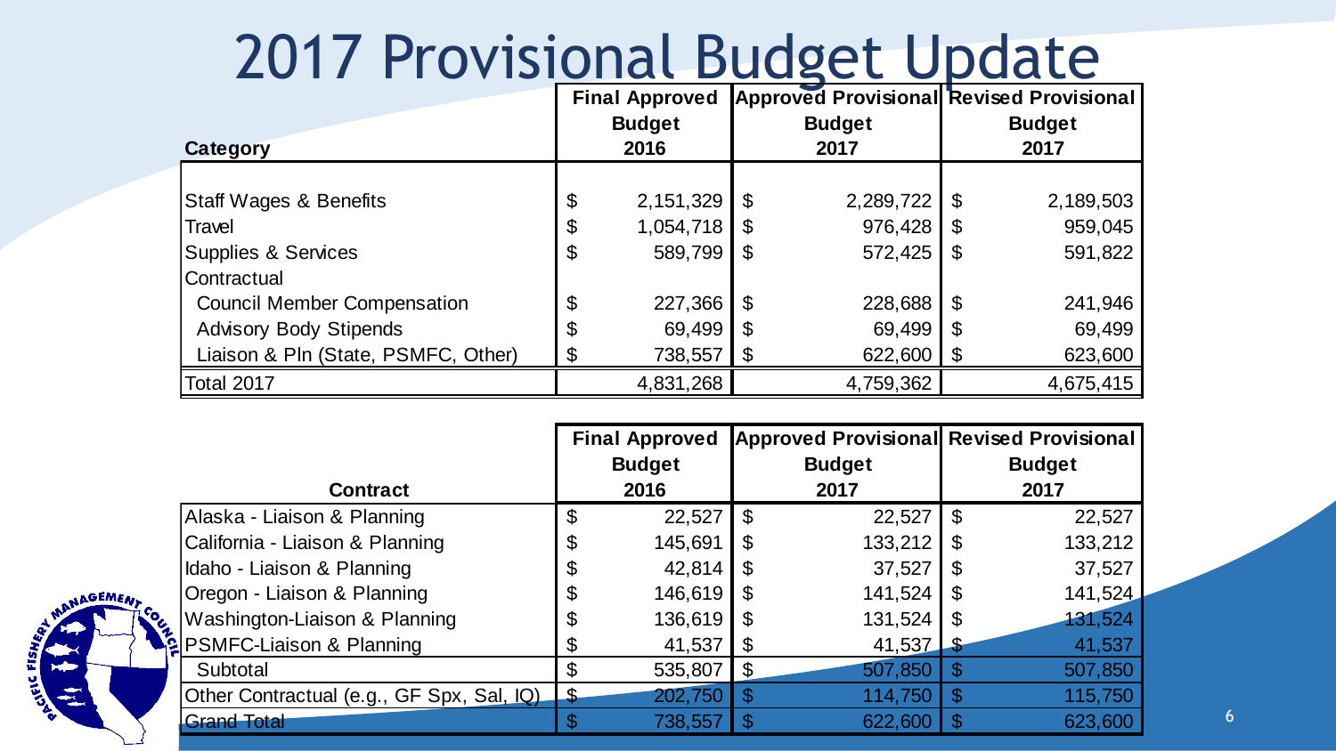# 2017 Provisional Budget Update

| Category | Final Approved Budget 2016 | Approved Provisional Budget 2017 | Revised Provisional Budget 2017 |
|---|---|---|---|
| Staff Wages & Benefits | $ 2,151,329 | $ 2,289,722 | $ 2,189,503 |
| Travel | $ 1,054,718 | $ 976,428 | $ 959,045 |
| Supplies & Services | $ 589,799 | $ 572,425 | $ 591,822 |
| Contractual | | | |
| Council Member Compensation | $ 227,366 | $ 228,688 | $ 241,946 |
| Advisory Body Stipends | $ 69,499 | $ 69,499 | $ 69,499 |
| Liaison & Pln (State, PSMFC, Other) | $ 738,557 | $ 622,600 | $ 623,600 |
| Total 2017 | 4,831,268 | 4,759,362 | 4,675,415 |

| Contract | Final Approved Budget 2016 | Approved Provisional Budget 2017 | Revised Provisional Budget 2017 |
|---|---|---|---|
| Alaska - Liaison & Planning | $ 22,527 | $ 22,527 | $ 22,527 |
| California - Liaison & Planning | $ 145,691 | $ 133,212 | $ 133,212 |
| Idaho - Liaison & Planning | $ 42,814 | $ 37,527 | $ 37,527 |
| Oregon - Liaison & Planning | $ 146,619 | $ 141,524 | $ 141,524 |
| Washington-Liaison & Planning | $ 136,619 | $ 131,524 | $ 131,524 |
| PSMFC-Liaison & Planning | $ 41,537 | $ 41,537 | $ 41,537 |
| Subtotal | $ 535,807 | $ 507,850 | $ 507,850 |
| Other Contractual (e.g., GF Spx, Sal, IQ) | $ 202,750 | $ 114,750 | $ 115,750 |
| Grand Total | $ 738,557 | $ 622,600 | $ 623,600 |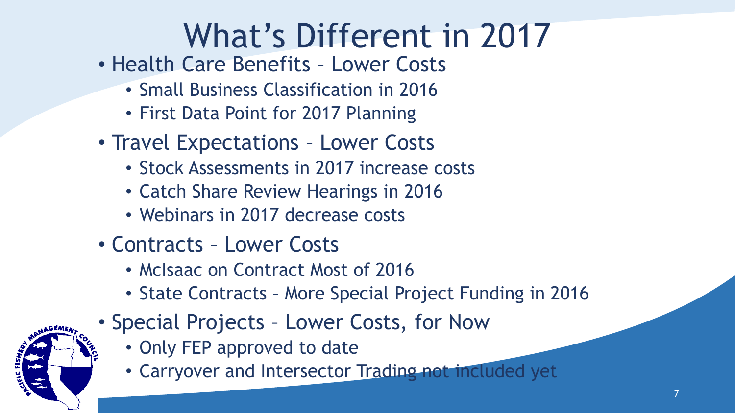# What's Different in 2017

- Health Care Benefits – Lower Costs
  - Small Business Classification in 2016
  - First Data Point for 2017 Planning
- Travel Expectations – Lower Costs
  - Stock Assessments in 2017 increase costs
  - Catch Share Review Hearings in 2016
  - Webinars in 2017 decrease costs
- Contracts – Lower Costs
  - McIsaac on Contract Most of 2016
  - State Contracts – More Special Project Funding in 2016
- Special Projects – Lower Costs, for Now
  - Only FEP approved to date
  - Carryover and Intersector Trading not included yet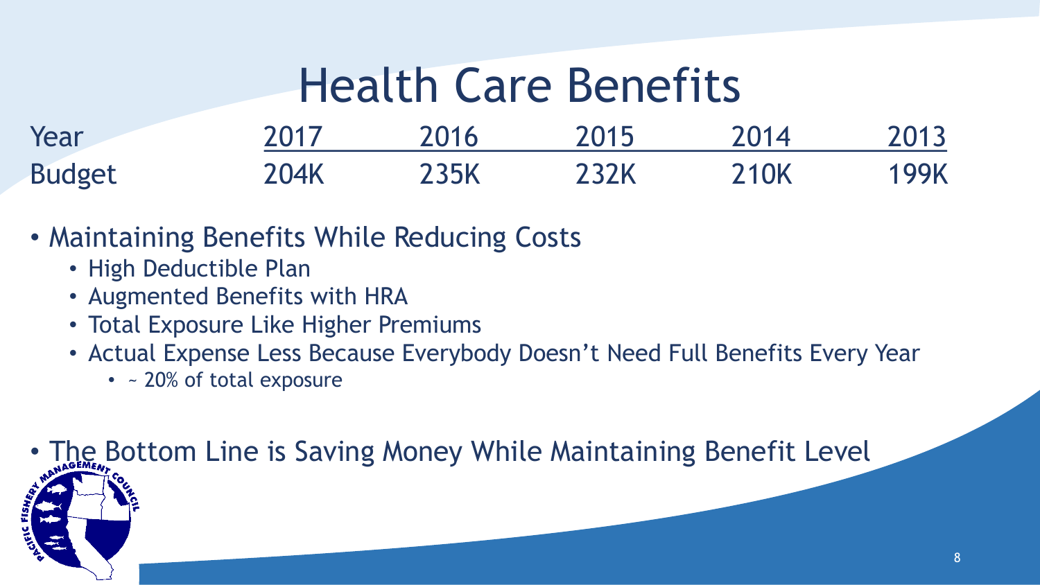# Health Care Benefits

| Year | 2017 | 2016 | 2015 | 2014 | 2013 |
|---|---|---|---|---|---|
| Budget | 204K | 235K | 232K | 210K | 199K |

- Maintaining Benefits While Reducing Costs
  - High Deductible Plan
  - Augmented Benefits with HRA
  - Total Exposure Like Higher Premiums
  - Actual Expense Less Because Everybody Doesn't Need Full Benefits Every Year
    - ~ 20% of total exposure
- The Bottom Line is Saving Money While Maintaining Benefit Level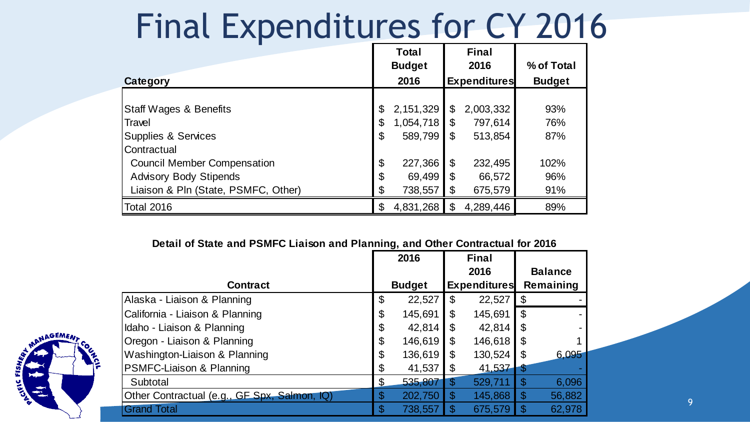# Final Expenditures for CY 2016

| Category | Total Budget 2016 | Final 2016 Expenditures | % of Total Budget |
|---|---|---|---|
| Staff Wages & Benefits | $ 2,151,329 | $ 2,003,332 | 93% |
| Travel | $ 1,054,718 | $ 797,614 | 76% |
| Supplies & Services | $ 589,799 | $ 513,854 | 87% |
| Contractual | | | |
| Council Member Compensation | $ 227,366 | $ 232,495 | 102% |
| Advisory Body Stipends | $ 69,499 | $ 66,572 | 96% |
| Liaison & Pln (State, PSMFC, Other) | $ 738,557 | $ 675,579 | 91% |
| Total 2016 | $ 4,831,268 | $ 4,289,446 | 89% |

**Detail of State and PSMFC Liaison and Planning, and Other Contractual for 2016**

| Contract | 2016 Budget | Final 2016 Expenditures | Balance Remaining |
|---|---|---|---|
| Alaska - Liaison & Planning | $ 22,527 | $ 22,527 | $ - |
| California - Liaison & Planning | $ 145,691 | $ 145,691 | $ - |
| Idaho - Liaison & Planning | $ 42,814 | $ 42,814 | $ - |
| Oregon - Liaison & Planning | $ 146,619 | $ 146,618 | $ 1 |
| Washington-Liaison & Planning | $ 136,619 | $ 130,524 | $ 6,095 |
| PSMFC-Liaison & Planning | $ 41,537 | $ 41,537 | $ - |
| Subtotal | $ 535,807 | $ 529,711 | $ 6,096 |
| Other Contractual (e.g., GF Spx, Salmon, IQ) | $ 202,750 | $ 145,868 | $ 56,882 |
| Grand Total | $ 738,557 | $ 675,579 | $ 62,978 |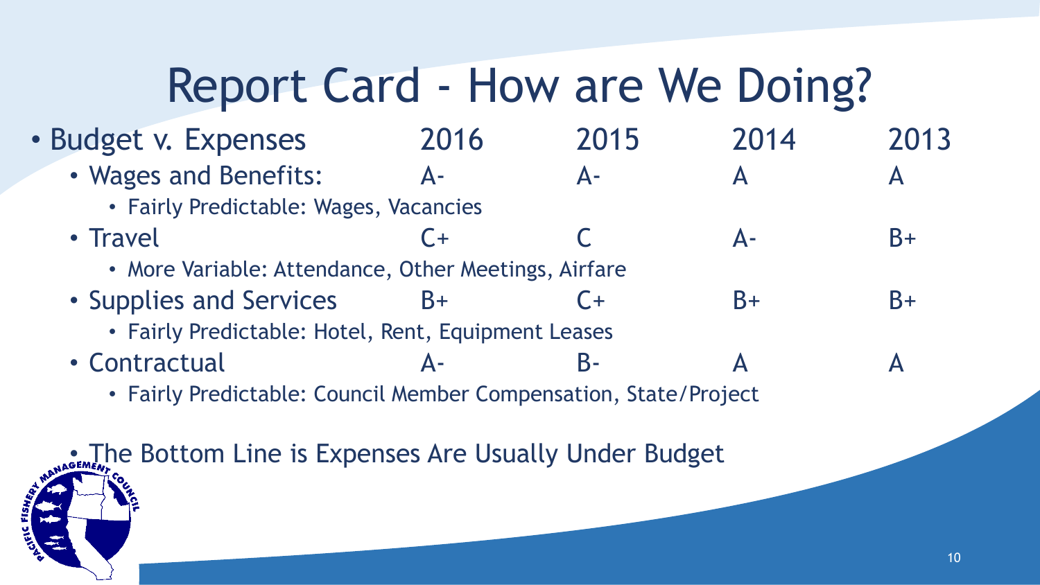# Report Card - How are We Doing?

| Budget v. Expenses | 2016 | 2015 | 2014 | 2013 |
|---|---|---|---|---|
| Wages and Benefits: | A- | A- | A | A |
| Travel | C+ | C | A- | B+ |
| Supplies and Services | B+ | C+ | B+ | B+ |
| Contractual | A- | B- | A | A |

- Budget v. Expenses
  - Wages and Benefits:
    - Fairly Predictable: Wages, Vacancies
  - Travel
    - More Variable: Attendance, Other Meetings, Airfare
  - Supplies and Services
    - Fairly Predictable: Hotel, Rent, Equipment Leases
  - Contractual
    - Fairly Predictable: Council Member Compensation, State/Project
- The Bottom Line is Expenses Are Usually Under Budget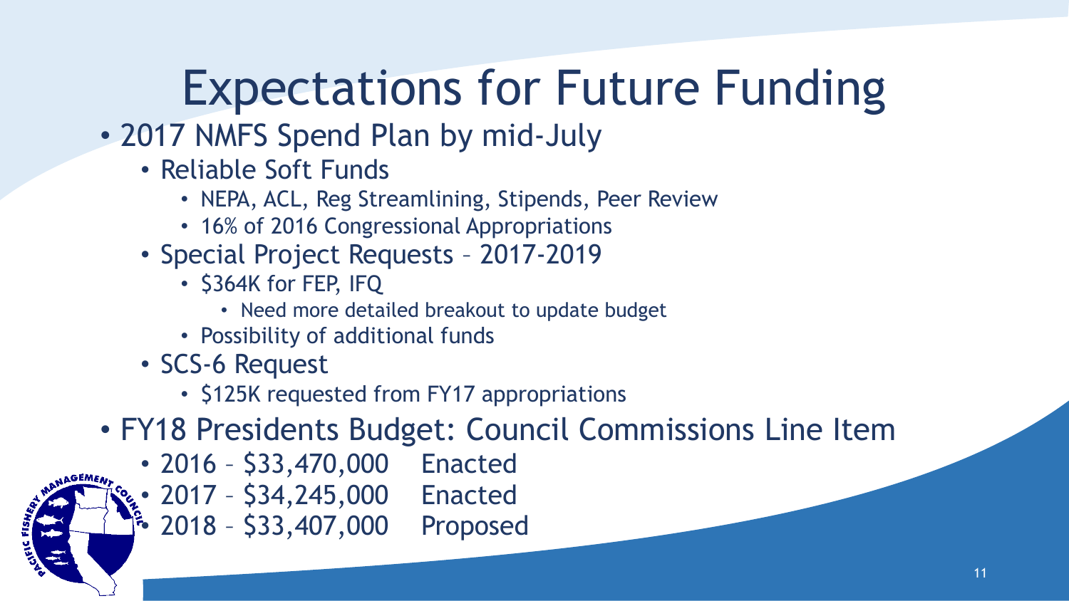# Expectations for Future Funding

- 2017 NMFS Spend Plan by mid-July
  - Reliable Soft Funds
    - NEPA, ACL, Reg Streamlining, Stipends, Peer Review
    - 16% of 2016 Congressional Appropriations
  - Special Project Requests – 2017-2019
    - $364K for FEP, IFQ
      - Need more detailed breakout to update budget
    - Possibility of additional funds
  - SCS-6 Request
    - $125K requested from FY17 appropriations
- FY18 Presidents Budget: Council Commissions Line Item
  - 2016 – $33,470,000 Enacted
  - 2017 – $34,245,000 Enacted
  - 2018 – $33,407,000 Proposed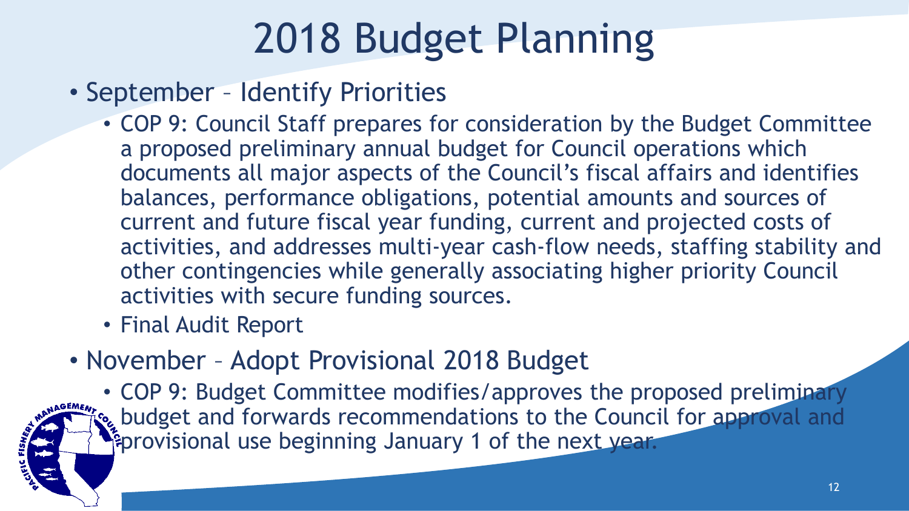# 2018 Budget Planning

- September – Identify Priorities
  - COP 9: Council Staff prepares for consideration by the Budget Committee a proposed preliminary annual budget for Council operations which documents all major aspects of the Council's fiscal affairs and identifies balances, performance obligations, potential amounts and sources of current and future fiscal year funding, current and projected costs of activities, and addresses multi-year cash-flow needs, staffing stability and other contingencies while generally associating higher priority Council activities with secure funding sources.
  - Final Audit Report
- November – Adopt Provisional 2018 Budget
  - COP 9: Budget Committee modifies/approves the proposed preliminary budget and forwards recommendations to the Council for approval and provisional use beginning January 1 of the next year.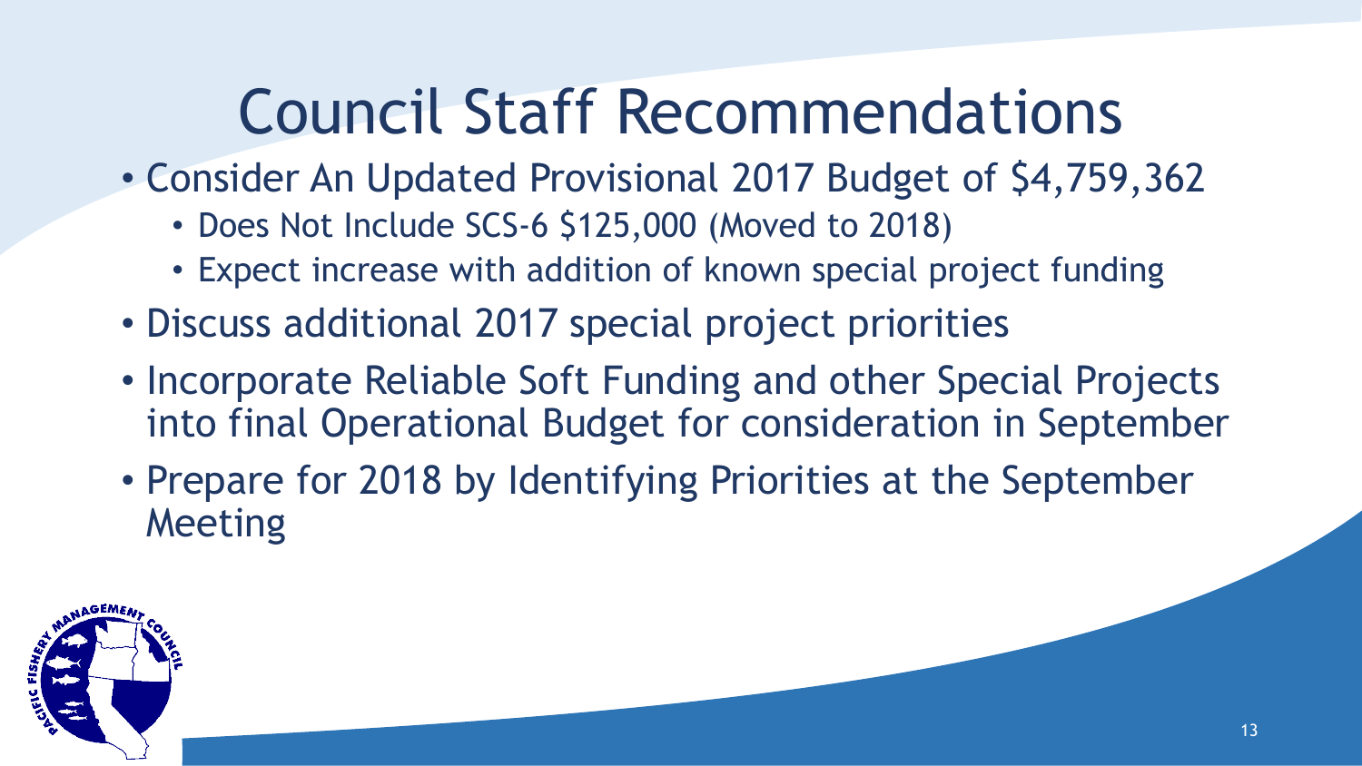# Council Staff Recommendations

- Consider An Updated Provisional 2017 Budget of $4,759,362
  - Does Not Include SCS-6 $125,000 (Moved to 2018)
  - Expect increase with addition of known special project funding
- Discuss additional 2017 special project priorities
- Incorporate Reliable Soft Funding and other Special Projects into final Operational Budget for consideration in September
- Prepare for 2018 by Identifying Priorities at the September Meeting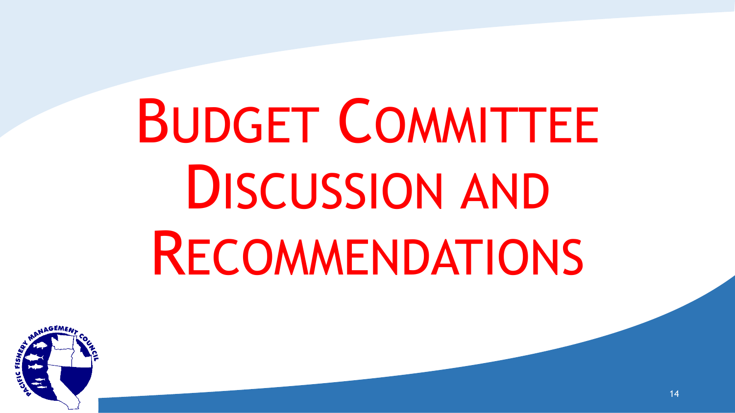# Budget Committee Discussion and Recommendations